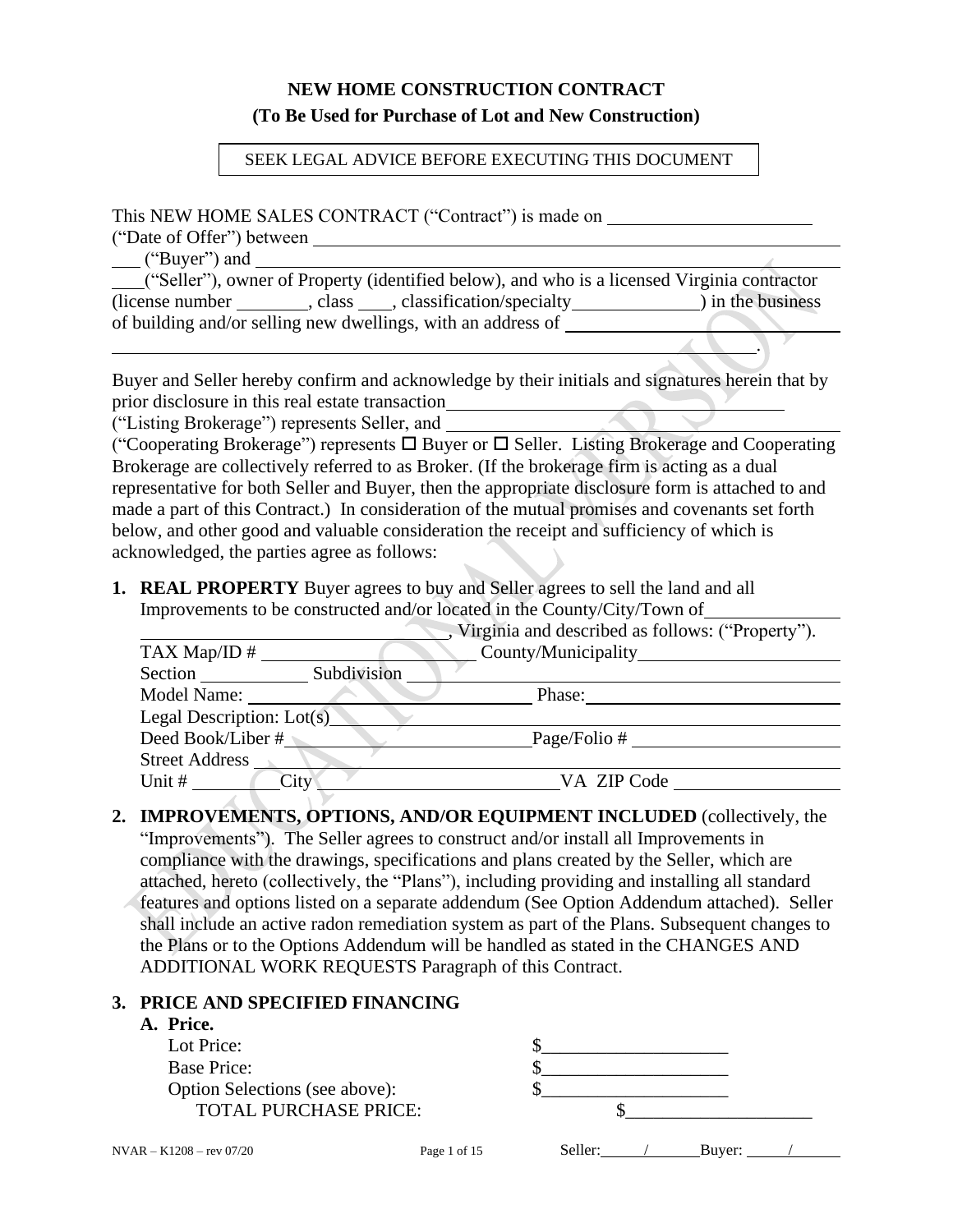# NEW HOME CONSTRUCTION CONTRACT

## (To Be Used for Purchase of Lot and New Construction)

SEEK LEGAL ADVICE BEFORE EXECUTING THIS DOCUMENT

This NEW HOME SALES CONTRACT ("Contract") is made on ______________________ ("Date of Offer") between ______________________________________________ ___ ("Buyer") and ______________________________________________ ___("Seller"), owner of Property (identified below), and who is a licensed Virginia contractor (license number ________, class ____, classification/specialty_____________) in the business of building and/or selling new dwellings, with an address of ________________________ ______________________________________________________________________.

Buyer and Seller hereby confirm and acknowledge by their initials and signatures herein that by prior disclosure in this real estate transaction______________________________________ ("Listing Brokerage") represents Seller, and ______________________________________ ("Cooperating Brokerage") represents ☐ Buyer or ☐ Seller. Listing Brokerage and Cooperating Brokerage are collectively referred to as Broker. (If the brokerage firm is acting as a dual representative for both Seller and Buyer, then the appropriate disclosure form is attached to and made a part of this Contract.) In consideration of the mutual promises and covenants set forth below, and other good and valuable consideration the receipt and sufficiency of which is acknowledged, the parties agree as follows:

1. **REAL PROPERTY** Buyer agrees to buy and Seller agrees to sell the land and all Improvements to be constructed and/or located in the County/City/Town of______________ ________________________________, Virginia and described as follows: ("Property").

   TAX Map/ID # ______________________ County/Municipality______________________
   Section ___________ Subdivision ______________________________________________
   Model Name: ______________________________ Phase:___________________________
   Legal Description: Lot(s)__________________________________________________
   Deed Book/Liber #__________________________Page/Folio # ______________________
   Street Address ____________________________________________________________
   Unit # ________City__________________________VA ZIP Code __________________

2. **IMPROVEMENTS, OPTIONS, AND/OR EQUIPMENT INCLUDED** (collectively, the "Improvements"). The Seller agrees to construct and/or install all Improvements in compliance with the drawings, specifications and plans created by the Seller, which are attached, hereto (collectively, the "Plans"), including providing and installing all standard features and options listed on a separate addendum (See Option Addendum attached). Seller shall include an active radon remediation system as part of the Plans. Subsequent changes to the Plans or to the Options Addendum will be handled as stated in the CHANGES AND ADDITIONAL WORK REQUESTS Paragraph of this Contract.

3. **PRICE AND SPECIFIED FINANCING**

   **A. Price.**

   | | |
   |---|---|
   | Lot Price: | $____________________ |
   | Base Price: | $____________________ |
   | Option Selections (see above): | $____________________ |
   | TOTAL PURCHASE PRICE: | $____________________ |

NVAR – K1208 – rev 07/20

Seller:_____/______Buyer: _____/______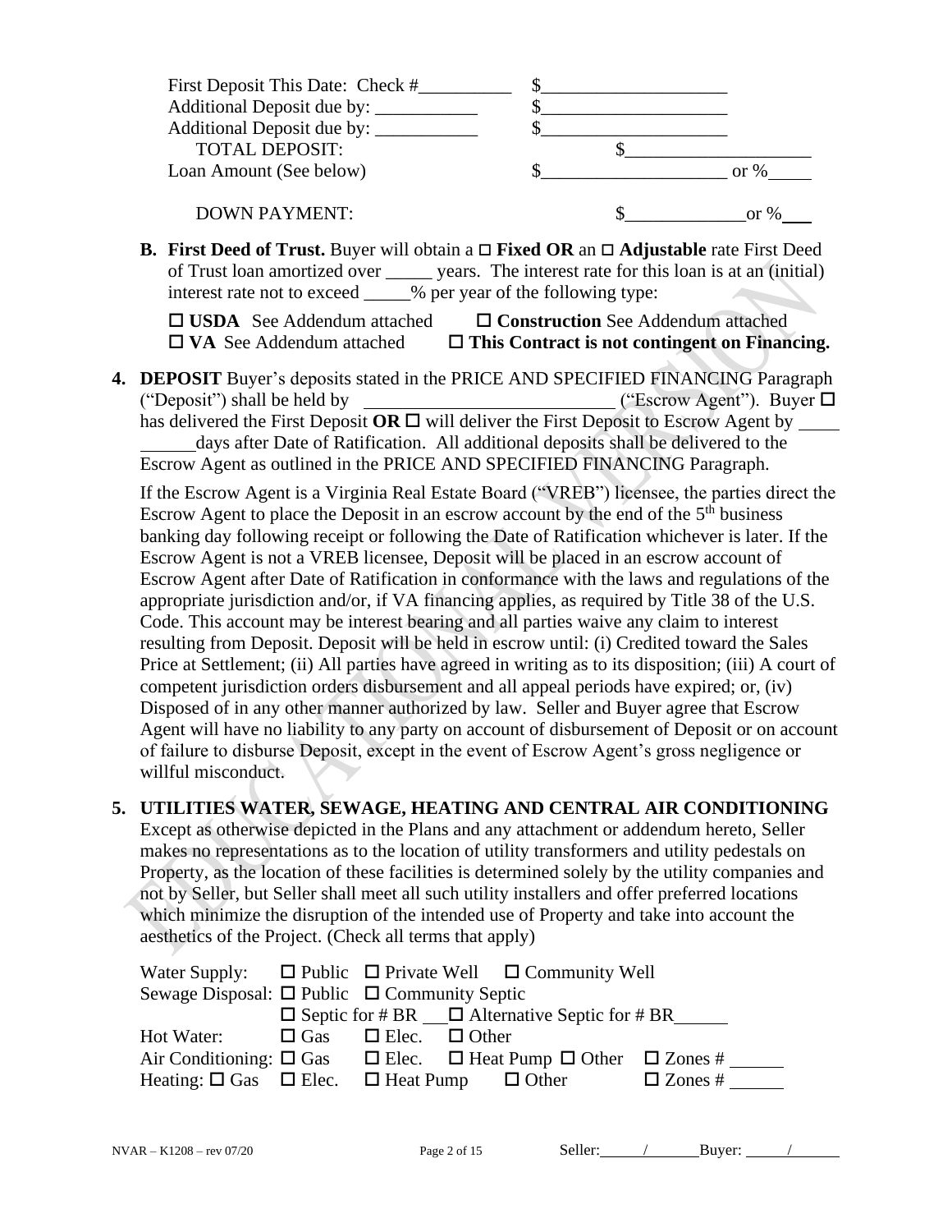| | |
|---|---|
| First Deposit This Date: Check #__________ | $____________________ |
| Additional Deposit due by: ___________ | $____________________ |
| Additional Deposit due by: ___________ | $____________________ |
| TOTAL DEPOSIT: | $____________________ |
| Loan Amount (See below) | $____________________ or %_____ |
| DOWN PAYMENT: | $_____________or %___ |

**B. First Deed of Trust.** Buyer will obtain a ☐ **Fixed OR** an ☐ **Adjustable** rate First Deed of Trust loan amortized over _____ years. The interest rate for this loan is at an (initial) interest rate not to exceed _____% per year of the following type:

☐ **USDA** See Addendum attached ☐ **Construction** See Addendum attached
☐ **VA** See Addendum attached ☐ **This Contract is not contingent on Financing.**

**4. DEPOSIT** Buyer's deposits stated in the PRICE AND SPECIFIED FINANCING Paragraph ("Deposit") shall be held by __________________________ ("Escrow Agent"). Buyer ☐ has delivered the First Deposit **OR** ☐ will deliver the First Deposit to Escrow Agent by ____ ______days after Date of Ratification. All additional deposits shall be delivered to the Escrow Agent as outlined in the PRICE AND SPECIFIED FINANCING Paragraph.

If the Escrow Agent is a Virginia Real Estate Board ("VREB") licensee, the parties direct the Escrow Agent to place the Deposit in an escrow account by the end of the 5th business banking day following receipt or following the Date of Ratification whichever is later. If the Escrow Agent is not a VREB licensee, Deposit will be placed in an escrow account of Escrow Agent after Date of Ratification in conformance with the laws and regulations of the appropriate jurisdiction and/or, if VA financing applies, as required by Title 38 of the U.S. Code. This account may be interest bearing and all parties waive any claim to interest resulting from Deposit. Deposit will be held in escrow until: (i) Credited toward the Sales Price at Settlement; (ii) All parties have agreed in writing as to its disposition; (iii) A court of competent jurisdiction orders disbursement and all appeal periods have expired; or, (iv) Disposed of in any other manner authorized by law. Seller and Buyer agree that Escrow Agent will have no liability to any party on account of disbursement of Deposit or on account of failure to disburse Deposit, except in the event of Escrow Agent's gross negligence or willful misconduct.

**5. UTILITIES WATER, SEWAGE, HEATING AND CENTRAL AIR CONDITIONING** Except as otherwise depicted in the Plans and any attachment or addendum hereto, Seller makes no representations as to the location of utility transformers and utility pedestals on Property, as the location of these facilities is determined solely by the utility companies and not by Seller, but Seller shall meet all such utility installers and offer preferred locations which minimize the disruption of the intended use of Property and take into account the aesthetics of the Project. (Check all terms that apply)

Water Supply: ☐ Public ☐ Private Well ☐ Community Well
Sewage Disposal: ☐ Public ☐ Community Septic
☐ Septic for # BR __ ☐ Alternative Septic for # BR______
Hot Water: ☐ Gas ☐ Elec. ☐ Other
Air Conditioning: ☐ Gas ☐ Elec. ☐ Heat Pump ☐ Other ☐ Zones # ______
Heating: ☐ Gas ☐ Elec. ☐ Heat Pump ☐ Other ☐ Zones # ______

NVAR – K1208 – rev 07/20 Seller: ____/______Buyer: ____/______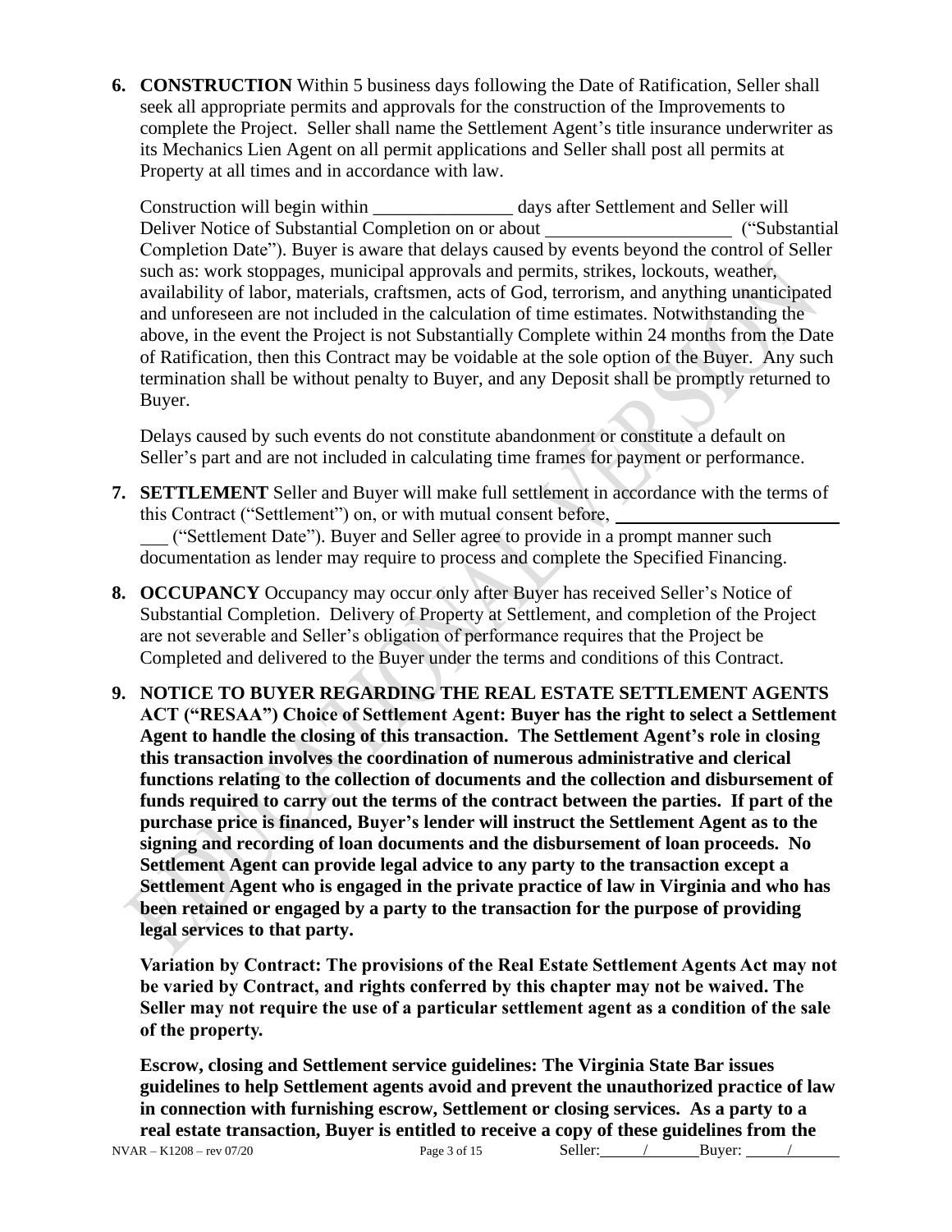**6. CONSTRUCTION** Within 5 business days following the Date of Ratification, Seller shall seek all appropriate permits and approvals for the construction of the Improvements to complete the Project. Seller shall name the Settlement Agent's title insurance underwriter as its Mechanics Lien Agent on all permit applications and Seller shall post all permits at Property at all times and in accordance with law.

Construction will begin within _______________ days after Settlement and Seller will Deliver Notice of Substantial Completion on or about ____________________ ("Substantial Completion Date"). Buyer is aware that delays caused by events beyond the control of Seller such as: work stoppages, municipal approvals and permits, strikes, lockouts, weather, availability of labor, materials, craftsmen, acts of God, terrorism, and anything unanticipated and unforeseen are not included in the calculation of time estimates. Notwithstanding the above, in the event the Project is not Substantially Complete within 24 months from the Date of Ratification, then this Contract may be voidable at the sole option of the Buyer. Any such termination shall be without penalty to Buyer, and any Deposit shall be promptly returned to Buyer.

Delays caused by such events do not constitute abandonment or constitute a default on Seller's part and are not included in calculating time frames for payment or performance.

**7. SETTLEMENT** Seller and Buyer will make full settlement in accordance with the terms of this Contract ("Settlement") on, or with mutual consent before, ________________________ ___ ("Settlement Date"). Buyer and Seller agree to provide in a prompt manner such documentation as lender may require to process and complete the Specified Financing.

**8. OCCUPANCY** Occupancy may occur only after Buyer has received Seller's Notice of Substantial Completion. Delivery of Property at Settlement, and completion of the Project are not severable and Seller's obligation of performance requires that the Project be Completed and delivered to the Buyer under the terms and conditions of this Contract.

**9. NOTICE TO BUYER REGARDING THE REAL ESTATE SETTLEMENT AGENTS ACT ("RESAA") Choice of Settlement Agent: Buyer has the right to select a Settlement Agent to handle the closing of this transaction. The Settlement Agent's role in closing this transaction involves the coordination of numerous administrative and clerical functions relating to the collection of documents and the collection and disbursement of funds required to carry out the terms of the contract between the parties. If part of the purchase price is financed, Buyer's lender will instruct the Settlement Agent as to the signing and recording of loan documents and the disbursement of loan proceeds. No Settlement Agent can provide legal advice to any party to the transaction except a Settlement Agent who is engaged in the private practice of law in Virginia and who has been retained or engaged by a party to the transaction for the purpose of providing legal services to that party.**

**Variation by Contract: The provisions of the Real Estate Settlement Agents Act may not be varied by Contract, and rights conferred by this chapter may not be waived. The Seller may not require the use of a particular settlement agent as a condition of the sale of the property.**

**Escrow, closing and Settlement service guidelines: The Virginia State Bar issues guidelines to help Settlement agents avoid and prevent the unauthorized practice of law in connection with furnishing escrow, Settlement or closing services. As a party to a real estate transaction, Buyer is entitled to receive a copy of these guidelines from the**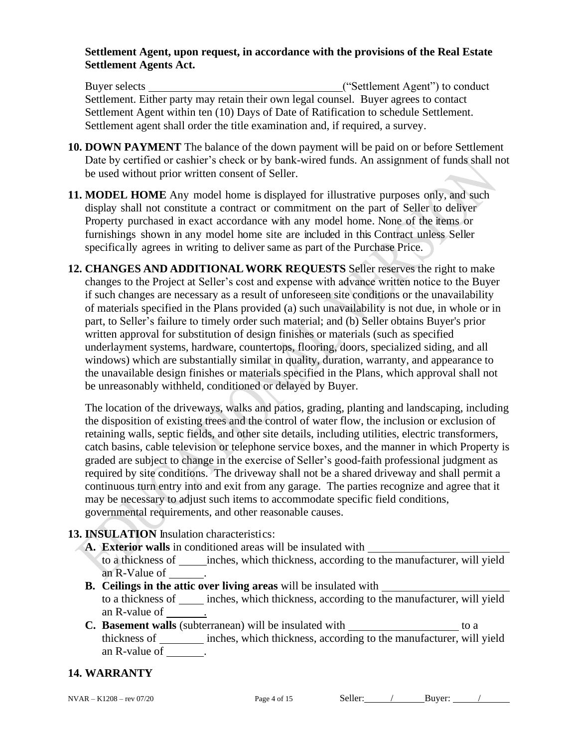**Settlement Agent, upon request, in accordance with the provisions of the Real Estate Settlement Agents Act.**

Buyer selects ________________________________("Settlement Agent") to conduct Settlement. Either party may retain their own legal counsel. Buyer agrees to contact Settlement Agent within ten (10) Days of Date of Ratification to schedule Settlement. Settlement agent shall order the title examination and, if required, a survey.

**10. DOWN PAYMENT** The balance of the down payment will be paid on or before Settlement Date by certified or cashier's check or by bank-wired funds. An assignment of funds shall not be used without prior written consent of Seller.

**11. MODEL HOME** Any model home is displayed for illustrative purposes only, and such display shall not constitute a contract or commitment on the part of Seller to deliver Property purchased in exact accordance with any model home. None of the items or furnishings shown in any model home site are included in this Contract unless Seller specifically agrees in writing to deliver same as part of the Purchase Price.

**12. CHANGES AND ADDITIONAL WORK REQUESTS** Seller reserves the right to make changes to the Project at Seller's cost and expense with advance written notice to the Buyer if such changes are necessary as a result of unforeseen site conditions or the unavailability of materials specified in the Plans provided (a) such unavailability is not due, in whole or in part, to Seller's failure to timely order such material; and (b) Seller obtains Buyer's prior written approval for substitution of design finishes or materials (such as specified underlayment systems, hardware, countertops, flooring, doors, specialized siding, and all windows) which are substantially similar in quality, duration, warranty, and appearance to the unavailable design finishes or materials specified in the Plans, which approval shall not be unreasonably withheld, conditioned or delayed by Buyer.

The location of the driveways, walks and patios, grading, planting and landscaping, including the disposition of existing trees and the control of water flow, the inclusion or exclusion of retaining walls, septic fields, and other site details, including utilities, electric transformers, catch basins, cable television or telephone service boxes, and the manner in which Property is graded are subject to change in the exercise of Seller's good-faith professional judgment as required by site conditions. The driveway shall not be a shared driveway and shall permit a continuous turn entry into and exit from any garage. The parties recognize and agree that it may be necessary to adjust such items to accommodate specific field conditions, governmental requirements, and other reasonable causes.

**13. INSULATION** Insulation characteristics:

- **A. Exterior walls** in conditioned areas will be insulated with ________________________ to a thickness of _____ inches, which thickness, according to the manufacturer, will yield an R-Value of ______.
- **B. Ceilings in the attic over living areas** will be insulated with ______________________ to a thickness of _____ inches, which thickness, according to the manufacturer, will yield an R-value of _______.
- **C. Basement walls** (subterranean) will be insulated with ____________________ to a thickness of ________ inches, which thickness, according to the manufacturer, will yield an R-value of _______.

**14. WARRANTY**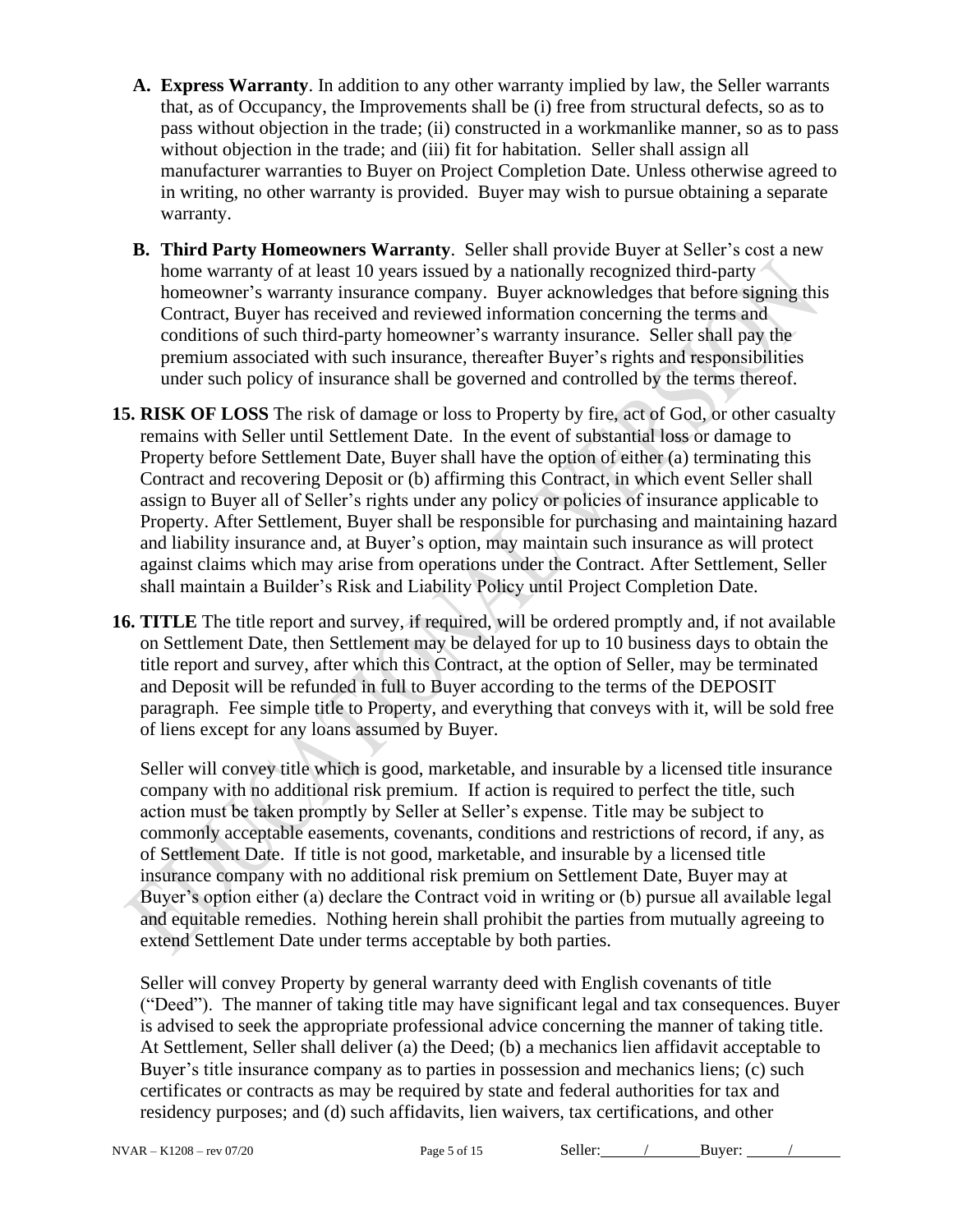**A. Express Warranty**. In addition to any other warranty implied by law, the Seller warrants that, as of Occupancy, the Improvements shall be (i) free from structural defects, so as to pass without objection in the trade; (ii) constructed in a workmanlike manner, so as to pass without objection in the trade; and (iii) fit for habitation. Seller shall assign all manufacturer warranties to Buyer on Project Completion Date. Unless otherwise agreed to in writing, no other warranty is provided. Buyer may wish to pursue obtaining a separate warranty.

**B. Third Party Homeowners Warranty**. Seller shall provide Buyer at Seller's cost a new home warranty of at least 10 years issued by a nationally recognized third-party homeowner's warranty insurance company. Buyer acknowledges that before signing this Contract, Buyer has received and reviewed information concerning the terms and conditions of such third-party homeowner's warranty insurance. Seller shall pay the premium associated with such insurance, thereafter Buyer's rights and responsibilities under such policy of insurance shall be governed and controlled by the terms thereof.

**15. RISK OF LOSS** The risk of damage or loss to Property by fire, act of God, or other casualty remains with Seller until Settlement Date. In the event of substantial loss or damage to Property before Settlement Date, Buyer shall have the option of either (a) terminating this Contract and recovering Deposit or (b) affirming this Contract, in which event Seller shall assign to Buyer all of Seller's rights under any policy or policies of insurance applicable to Property. After Settlement, Buyer shall be responsible for purchasing and maintaining hazard and liability insurance and, at Buyer's option, may maintain such insurance as will protect against claims which may arise from operations under the Contract. After Settlement, Seller shall maintain a Builder's Risk and Liability Policy until Project Completion Date.

**16. TITLE** The title report and survey, if required, will be ordered promptly and, if not available on Settlement Date, then Settlement may be delayed for up to 10 business days to obtain the title report and survey, after which this Contract, at the option of Seller, may be terminated and Deposit will be refunded in full to Buyer according to the terms of the DEPOSIT paragraph. Fee simple title to Property, and everything that conveys with it, will be sold free of liens except for any loans assumed by Buyer.

Seller will convey title which is good, marketable, and insurable by a licensed title insurance company with no additional risk premium. If action is required to perfect the title, such action must be taken promptly by Seller at Seller's expense. Title may be subject to commonly acceptable easements, covenants, conditions and restrictions of record, if any, as of Settlement Date. If title is not good, marketable, and insurable by a licensed title insurance company with no additional risk premium on Settlement Date, Buyer may at Buyer's option either (a) declare the Contract void in writing or (b) pursue all available legal and equitable remedies. Nothing herein shall prohibit the parties from mutually agreeing to extend Settlement Date under terms acceptable by both parties.

Seller will convey Property by general warranty deed with English covenants of title ("Deed"). The manner of taking title may have significant legal and tax consequences. Buyer is advised to seek the appropriate professional advice concerning the manner of taking title. At Settlement, Seller shall deliver (a) the Deed; (b) a mechanics lien affidavit acceptable to Buyer's title insurance company as to parties in possession and mechanics liens; (c) such certificates or contracts as may be required by state and federal authorities for tax and residency purposes; and (d) such affidavits, lien waivers, tax certifications, and other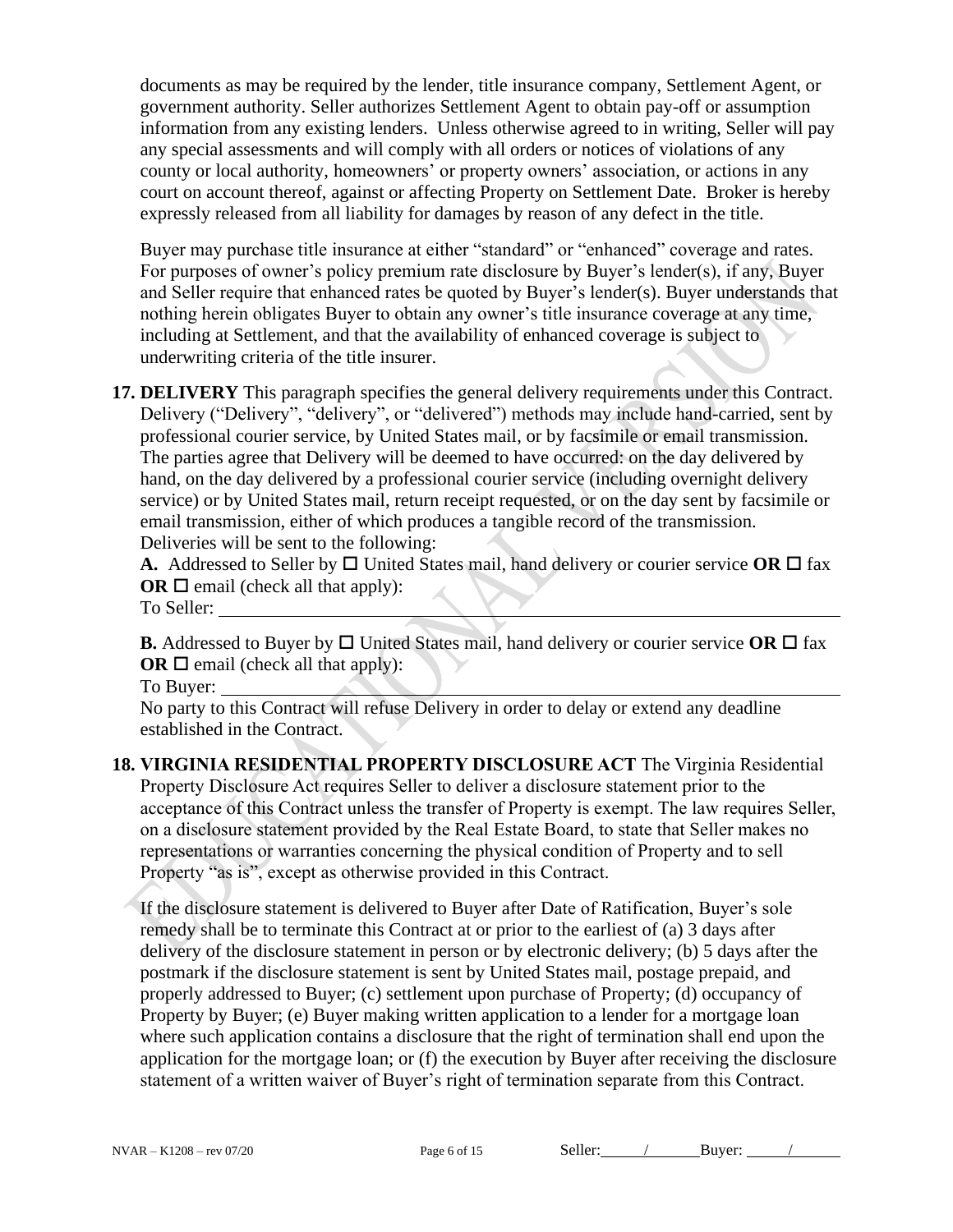documents as may be required by the lender, title insurance company, Settlement Agent, or government authority. Seller authorizes Settlement Agent to obtain pay-off or assumption information from any existing lenders. Unless otherwise agreed to in writing, Seller will pay any special assessments and will comply with all orders or notices of violations of any county or local authority, homeowners' or property owners' association, or actions in any court on account thereof, against or affecting Property on Settlement Date. Broker is hereby expressly released from all liability for damages by reason of any defect in the title.

Buyer may purchase title insurance at either "standard" or "enhanced" coverage and rates. For purposes of owner's policy premium rate disclosure by Buyer's lender(s), if any, Buyer and Seller require that enhanced rates be quoted by Buyer's lender(s). Buyer understands that nothing herein obligates Buyer to obtain any owner's title insurance coverage at any time, including at Settlement, and that the availability of enhanced coverage is subject to underwriting criteria of the title insurer.

**17. DELIVERY** This paragraph specifies the general delivery requirements under this Contract. Delivery ("Delivery", "delivery", or "delivered") methods may include hand-carried, sent by professional courier service, by United States mail, or by facsimile or email transmission. The parties agree that Delivery will be deemed to have occurred: on the day delivered by hand, on the day delivered by a professional courier service (including overnight delivery service) or by United States mail, return receipt requested, or on the day sent by facsimile or email transmission, either of which produces a tangible record of the transmission. Deliveries will be sent to the following:

**A.** Addressed to Seller by ☐ United States mail, hand delivery or courier service **OR** ☐ fax **OR** ☐ email (check all that apply):

To Seller: ______________________________________________________________

**B.** Addressed to Buyer by ☐ United States mail, hand delivery or courier service **OR** ☐ fax **OR** ☐ email (check all that apply):

To Buyer: ______________________________________________________________

No party to this Contract will refuse Delivery in order to delay or extend any deadline established in the Contract.

**18. VIRGINIA RESIDENTIAL PROPERTY DISCLOSURE ACT** The Virginia Residential Property Disclosure Act requires Seller to deliver a disclosure statement prior to the acceptance of this Contract unless the transfer of Property is exempt. The law requires Seller, on a disclosure statement provided by the Real Estate Board, to state that Seller makes no representations or warranties concerning the physical condition of Property and to sell Property "as is", except as otherwise provided in this Contract.

If the disclosure statement is delivered to Buyer after Date of Ratification, Buyer's sole remedy shall be to terminate this Contract at or prior to the earliest of (a) 3 days after delivery of the disclosure statement in person or by electronic delivery; (b) 5 days after the postmark if the disclosure statement is sent by United States mail, postage prepaid, and properly addressed to Buyer; (c) settlement upon purchase of Property; (d) occupancy of Property by Buyer; (e) Buyer making written application to a lender for a mortgage loan where such application contains a disclosure that the right of termination shall end upon the application for the mortgage loan; or (f) the execution by Buyer after receiving the disclosure statement of a written waiver of Buyer's right of termination separate from this Contract.

Seller: _____/_____ Buyer: _____/_____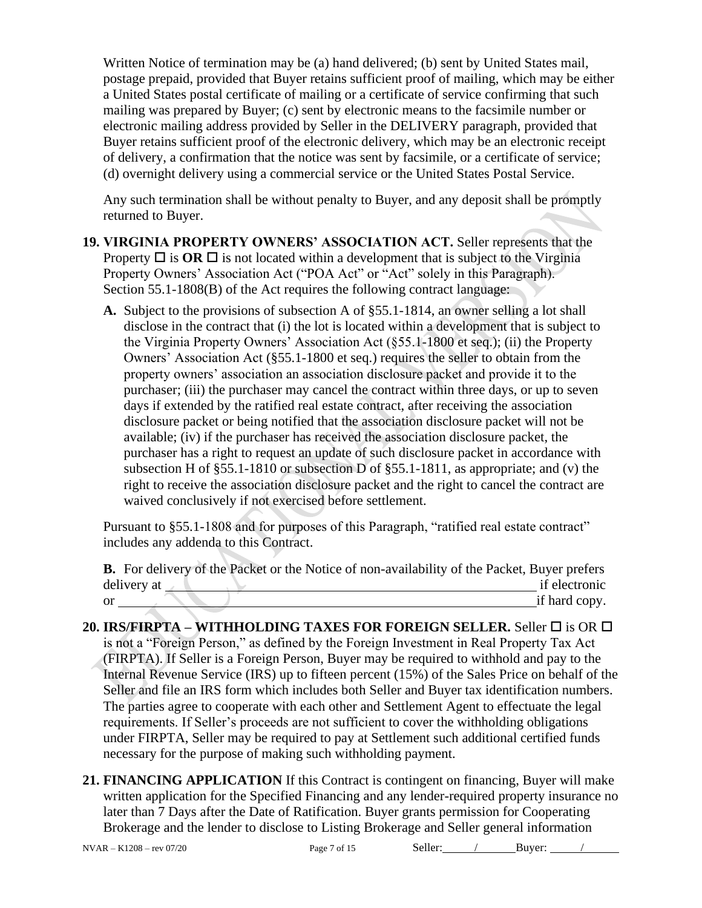Written Notice of termination may be (a) hand delivered; (b) sent by United States mail, postage prepaid, provided that Buyer retains sufficient proof of mailing, which may be either a United States postal certificate of mailing or a certificate of service confirming that such mailing was prepared by Buyer; (c) sent by electronic means to the facsimile number or electronic mailing address provided by Seller in the DELIVERY paragraph, provided that Buyer retains sufficient proof of the electronic delivery, which may be an electronic receipt of delivery, a confirmation that the notice was sent by facsimile, or a certificate of service; (d) overnight delivery using a commercial service or the United States Postal Service.

Any such termination shall be without penalty to Buyer, and any deposit shall be promptly returned to Buyer.

**19. VIRGINIA PROPERTY OWNERS' ASSOCIATION ACT.** Seller represents that the Property ☐ is **OR** ☐ is not located within a development that is subject to the Virginia Property Owners' Association Act ("POA Act" or "Act" solely in this Paragraph). Section 55.1-1808(B) of the Act requires the following contract language:

**A.** Subject to the provisions of subsection A of §55.1-1814, an owner selling a lot shall disclose in the contract that (i) the lot is located within a development that is subject to the Virginia Property Owners' Association Act (§55.1-1800 et seq.); (ii) the Property Owners' Association Act (§55.1-1800 et seq.) requires the seller to obtain from the property owners' association an association disclosure packet and provide it to the purchaser; (iii) the purchaser may cancel the contract within three days, or up to seven days if extended by the ratified real estate contract, after receiving the association disclosure packet or being notified that the association disclosure packet will not be available; (iv) if the purchaser has received the association disclosure packet, the purchaser has a right to request an update of such disclosure packet in accordance with subsection H of §55.1-1810 or subsection D of §55.1-1811, as appropriate; and (v) the right to receive the association disclosure packet and the right to cancel the contract are waived conclusively if not exercised before settlement.

Pursuant to §55.1-1808 and for purposes of this Paragraph, "ratified real estate contract" includes any addenda to this Contract.

**B.** For delivery of the Packet or the Notice of non-availability of the Packet, Buyer prefers delivery at ______________________________________________ if electronic or ______________________________________________ if hard copy.

**20. IRS/FIRPTA – WITHHOLDING TAXES FOR FOREIGN SELLER.** Seller ☐ is OR ☐ is not a "Foreign Person," as defined by the Foreign Investment in Real Property Tax Act (FIRPTA). If Seller is a Foreign Person, Buyer may be required to withhold and pay to the Internal Revenue Service (IRS) up to fifteen percent (15%) of the Sales Price on behalf of the Seller and file an IRS form which includes both Seller and Buyer tax identification numbers. The parties agree to cooperate with each other and Settlement Agent to effectuate the legal requirements. If Seller's proceeds are not sufficient to cover the withholding obligations under FIRPTA, Seller may be required to pay at Settlement such additional certified funds necessary for the purpose of making such withholding payment.

**21. FINANCING APPLICATION** If this Contract is contingent on financing, Buyer will make written application for the Specified Financing and any lender-required property insurance no later than 7 Days after the Date of Ratification. Buyer grants permission for Cooperating Brokerage and the lender to disclose to Listing Brokerage and Seller general information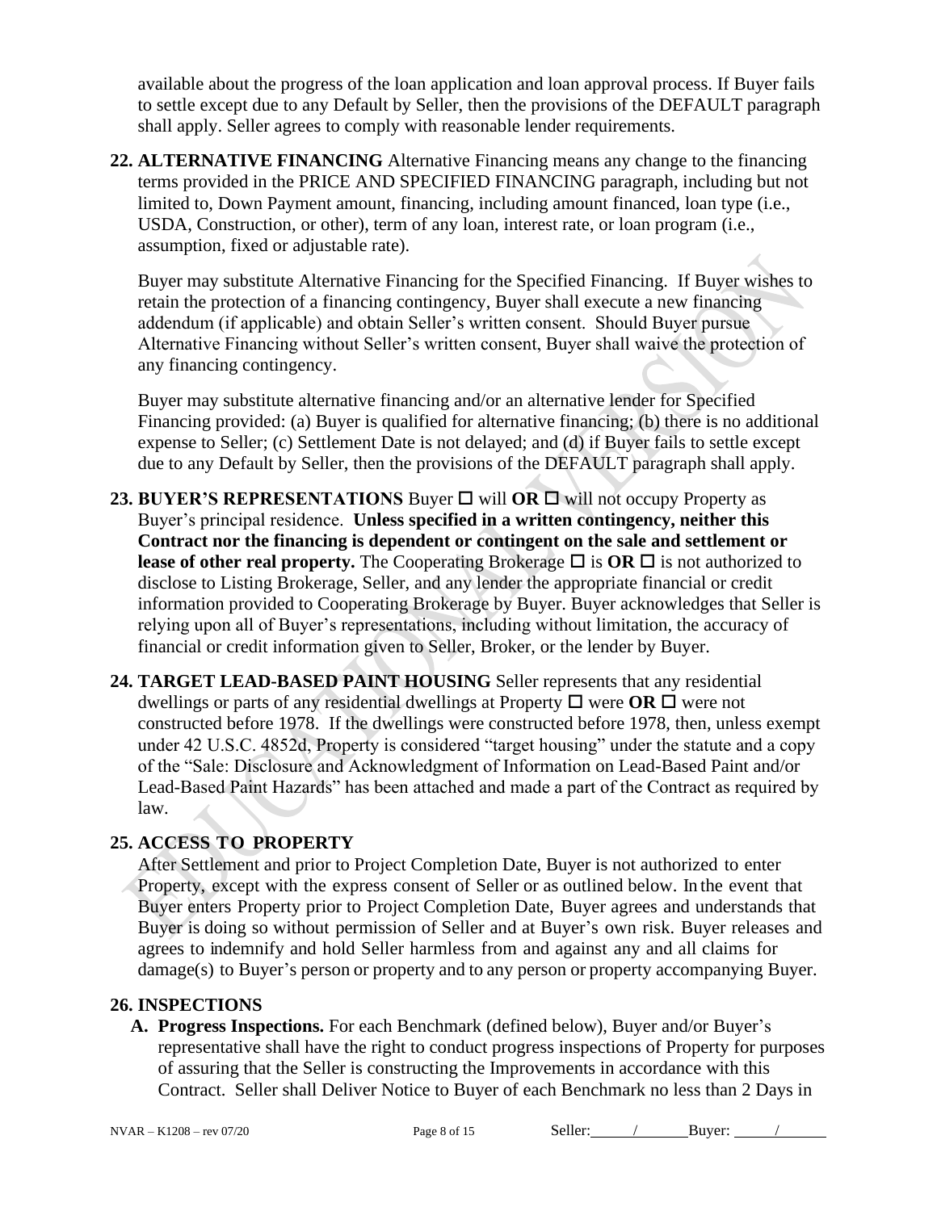available about the progress of the loan application and loan approval process. If Buyer fails to settle except due to any Default by Seller, then the provisions of the DEFAULT paragraph shall apply. Seller agrees to comply with reasonable lender requirements.

**22. ALTERNATIVE FINANCING** Alternative Financing means any change to the financing terms provided in the PRICE AND SPECIFIED FINANCING paragraph, including but not limited to, Down Payment amount, financing, including amount financed, loan type (i.e., USDA, Construction, or other), term of any loan, interest rate, or loan program (i.e., assumption, fixed or adjustable rate).

Buyer may substitute Alternative Financing for the Specified Financing. If Buyer wishes to retain the protection of a financing contingency, Buyer shall execute a new financing addendum (if applicable) and obtain Seller's written consent. Should Buyer pursue Alternative Financing without Seller's written consent, Buyer shall waive the protection of any financing contingency.

Buyer may substitute alternative financing and/or an alternative lender for Specified Financing provided: (a) Buyer is qualified for alternative financing; (b) there is no additional expense to Seller; (c) Settlement Date is not delayed; and (d) if Buyer fails to settle except due to any Default by Seller, then the provisions of the DEFAULT paragraph shall apply.

**23. BUYER'S REPRESENTATIONS** Buyer ☐ will **OR** ☐ will not occupy Property as Buyer's principal residence. **Unless specified in a written contingency, neither this Contract nor the financing is dependent or contingent on the sale and settlement or lease of other real property.** The Cooperating Brokerage ☐ is **OR** ☐ is not authorized to disclose to Listing Brokerage, Seller, and any lender the appropriate financial or credit information provided to Cooperating Brokerage by Buyer. Buyer acknowledges that Seller is relying upon all of Buyer's representations, including without limitation, the accuracy of financial or credit information given to Seller, Broker, or the lender by Buyer.

**24. TARGET LEAD-BASED PAINT HOUSING** Seller represents that any residential dwellings or parts of any residential dwellings at Property ☐ were **OR** ☐ were not constructed before 1978. If the dwellings were constructed before 1978, then, unless exempt under 42 U.S.C. 4852d, Property is considered "target housing" under the statute and a copy of the "Sale: Disclosure and Acknowledgment of Information on Lead-Based Paint and/or Lead-Based Paint Hazards" has been attached and made a part of the Contract as required by law.

**25. ACCESS TO PROPERTY**

After Settlement and prior to Project Completion Date, Buyer is not authorized to enter Property, except with the express consent of Seller or as outlined below. In the event that Buyer enters Property prior to Project Completion Date, Buyer agrees and understands that Buyer is doing so without permission of Seller and at Buyer's own risk. Buyer releases and agrees to indemnify and hold Seller harmless from and against any and all claims for damage(s) to Buyer's person or property and to any person or property accompanying Buyer.

**26. INSPECTIONS**

**A. Progress Inspections.** For each Benchmark (defined below), Buyer and/or Buyer's representative shall have the right to conduct progress inspections of Property for purposes of assuring that the Seller is constructing the Improvements in accordance with this Contract. Seller shall Deliver Notice to Buyer of each Benchmark no less than 2 Days in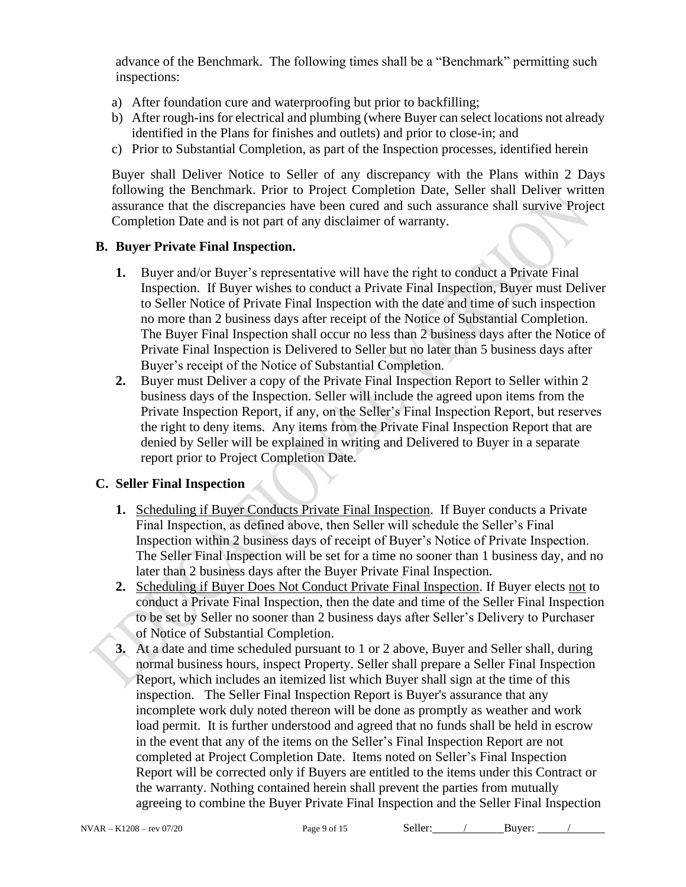advance of the Benchmark. The following times shall be a "Benchmark" permitting such inspections:

a) After foundation cure and waterproofing but prior to backfilling;
b) After rough-ins for electrical and plumbing (where Buyer can select locations not already identified in the Plans for finishes and outlets) and prior to close-in; and
c) Prior to Substantial Completion, as part of the Inspection processes, identified herein

Buyer shall Deliver Notice to Seller of any discrepancy with the Plans within 2 Days following the Benchmark. Prior to Project Completion Date, Seller shall Deliver written assurance that the discrepancies have been cured and such assurance shall survive Project Completion Date and is not part of any disclaimer of warranty.

### B. Buyer Private Final Inspection.

1. Buyer and/or Buyer's representative will have the right to conduct a Private Final Inspection. If Buyer wishes to conduct a Private Final Inspection, Buyer must Deliver to Seller Notice of Private Final Inspection with the date and time of such inspection no more than 2 business days after receipt of the Notice of Substantial Completion. The Buyer Final Inspection shall occur no less than 2 business days after the Notice of Private Final Inspection is Delivered to Seller but no later than 5 business days after Buyer's receipt of the Notice of Substantial Completion.
2. Buyer must Deliver a copy of the Private Final Inspection Report to Seller within 2 business days of the Inspection. Seller will include the agreed upon items from the Private Inspection Report, if any, on the Seller's Final Inspection Report, but reserves the right to deny items. Any items from the Private Final Inspection Report that are denied by Seller will be explained in writing and Delivered to Buyer in a separate report prior to Project Completion Date.

### C. Seller Final Inspection

1. Scheduling if Buyer Conducts Private Final Inspection. If Buyer conducts a Private Final Inspection, as defined above, then Seller will schedule the Seller's Final Inspection within 2 business days of receipt of Buyer's Notice of Private Inspection. The Seller Final Inspection will be set for a time no sooner than 1 business day, and no later than 2 business days after the Buyer Private Final Inspection.
2. Scheduling if Buyer Does Not Conduct Private Final Inspection. If Buyer elects not to conduct a Private Final Inspection, then the date and time of the Seller Final Inspection to be set by Seller no sooner than 2 business days after Seller's Delivery to Purchaser of Notice of Substantial Completion.
3. At a date and time scheduled pursuant to 1 or 2 above, Buyer and Seller shall, during normal business hours, inspect Property. Seller shall prepare a Seller Final Inspection Report, which includes an itemized list which Buyer shall sign at the time of this inspection. The Seller Final Inspection Report is Buyer's assurance that any incomplete work duly noted thereon will be done as promptly as weather and work load permit. It is further understood and agreed that no funds shall be held in escrow in the event that any of the items on the Seller's Final Inspection Report are not completed at Project Completion Date. Items noted on Seller's Final Inspection Report will be corrected only if Buyers are entitled to the items under this Contract or the warranty. Nothing contained herein shall prevent the parties from mutually agreeing to combine the Buyer Private Final Inspection and the Seller Final Inspection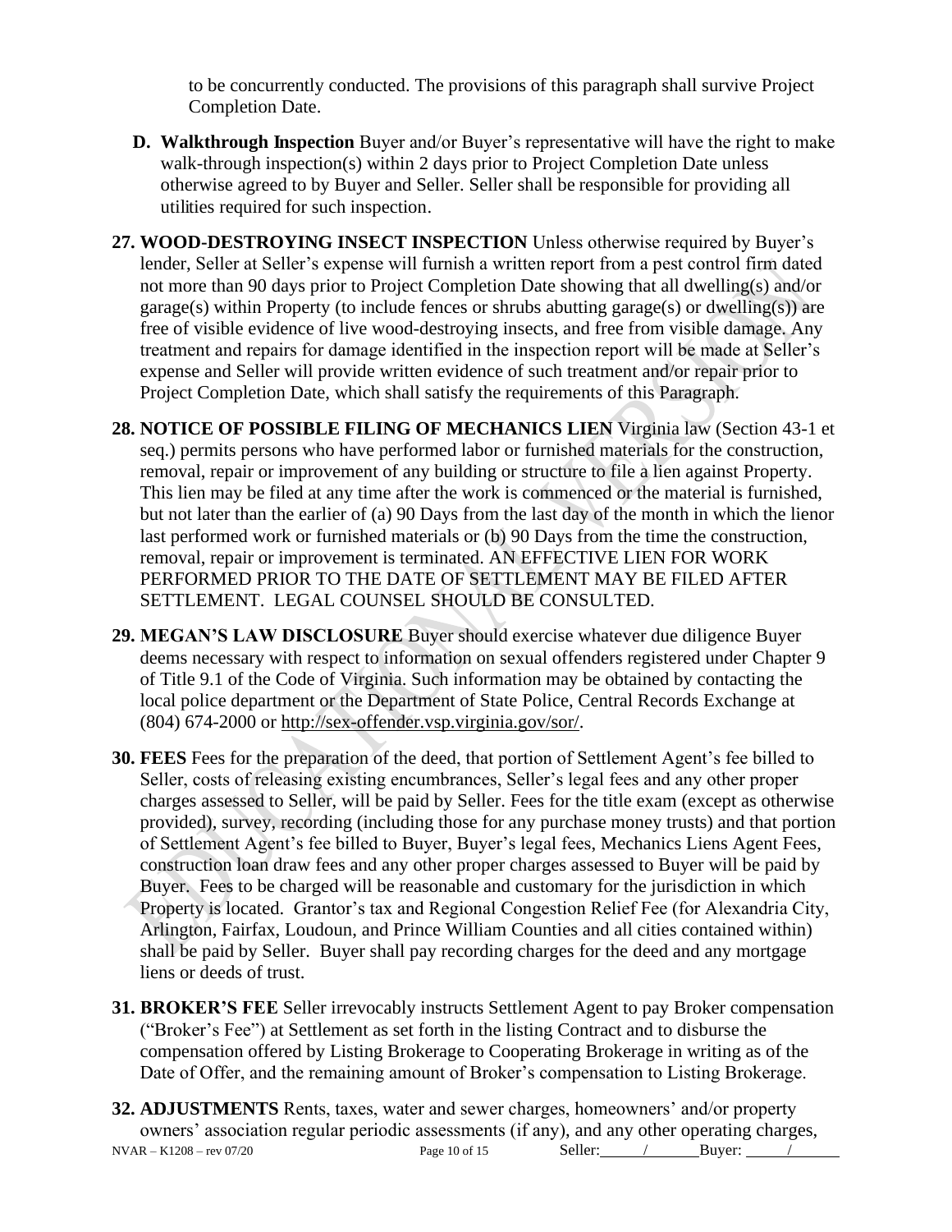to be concurrently conducted. The provisions of this paragraph shall survive Project Completion Date.

**D. Walkthrough Inspection** Buyer and/or Buyer's representative will have the right to make walk-through inspection(s) within 2 days prior to Project Completion Date unless otherwise agreed to by Buyer and Seller. Seller shall be responsible for providing all utilities required for such inspection.

**27. WOOD-DESTROYING INSECT INSPECTION** Unless otherwise required by Buyer's lender, Seller at Seller's expense will furnish a written report from a pest control firm dated not more than 90 days prior to Project Completion Date showing that all dwelling(s) and/or garage(s) within Property (to include fences or shrubs abutting garage(s) or dwelling(s)) are free of visible evidence of live wood-destroying insects, and free from visible damage. Any treatment and repairs for damage identified in the inspection report will be made at Seller's expense and Seller will provide written evidence of such treatment and/or repair prior to Project Completion Date, which shall satisfy the requirements of this Paragraph.

**28. NOTICE OF POSSIBLE FILING OF MECHANICS LIEN** Virginia law (Section 43-1 et seq.) permits persons who have performed labor or furnished materials for the construction, removal, repair or improvement of any building or structure to file a lien against Property. This lien may be filed at any time after the work is commenced or the material is furnished, but not later than the earlier of (a) 90 Days from the last day of the month in which the lienor last performed work or furnished materials or (b) 90 Days from the time the construction, removal, repair or improvement is terminated. AN EFFECTIVE LIEN FOR WORK PERFORMED PRIOR TO THE DATE OF SETTLEMENT MAY BE FILED AFTER SETTLEMENT. LEGAL COUNSEL SHOULD BE CONSULTED.

**29. MEGAN'S LAW DISCLOSURE** Buyer should exercise whatever due diligence Buyer deems necessary with respect to information on sexual offenders registered under Chapter 9 of Title 9.1 of the Code of Virginia. Such information may be obtained by contacting the local police department or the Department of State Police, Central Records Exchange at (804) 674-2000 or http://sex-offender.vsp.virginia.gov/sor/.

**30. FEES** Fees for the preparation of the deed, that portion of Settlement Agent's fee billed to Seller, costs of releasing existing encumbrances, Seller's legal fees and any other proper charges assessed to Seller, will be paid by Seller. Fees for the title exam (except as otherwise provided), survey, recording (including those for any purchase money trusts) and that portion of Settlement Agent's fee billed to Buyer, Buyer's legal fees, Mechanics Liens Agent Fees, construction loan draw fees and any other proper charges assessed to Buyer will be paid by Buyer. Fees to be charged will be reasonable and customary for the jurisdiction in which Property is located. Grantor's tax and Regional Congestion Relief Fee (for Alexandria City, Arlington, Fairfax, Loudoun, and Prince William Counties and all cities contained within) shall be paid by Seller. Buyer shall pay recording charges for the deed and any mortgage liens or deeds of trust.

**31. BROKER'S FEE** Seller irrevocably instructs Settlement Agent to pay Broker compensation ("Broker's Fee") at Settlement as set forth in the listing Contract and to disburse the compensation offered by Listing Brokerage to Cooperating Brokerage in writing as of the Date of Offer, and the remaining amount of Broker's compensation to Listing Brokerage.

**32. ADJUSTMENTS** Rents, taxes, water and sewer charges, homeowners' and/or property owners' association regular periodic assessments (if any), and any other operating charges,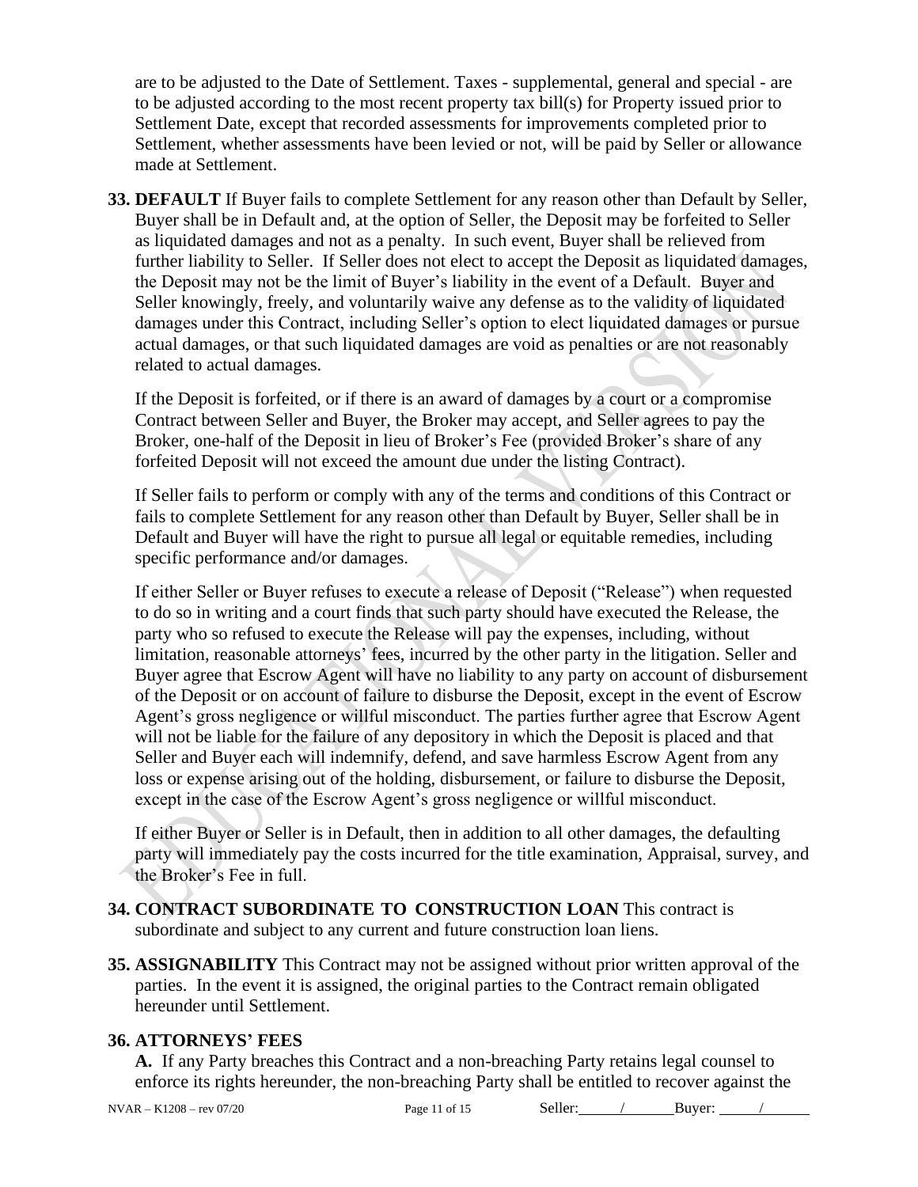are to be adjusted to the Date of Settlement. Taxes - supplemental, general and special - are to be adjusted according to the most recent property tax bill(s) for Property issued prior to Settlement Date, except that recorded assessments for improvements completed prior to Settlement, whether assessments have been levied or not, will be paid by Seller or allowance made at Settlement.

**33. DEFAULT** If Buyer fails to complete Settlement for any reason other than Default by Seller, Buyer shall be in Default and, at the option of Seller, the Deposit may be forfeited to Seller as liquidated damages and not as a penalty. In such event, Buyer shall be relieved from further liability to Seller. If Seller does not elect to accept the Deposit as liquidated damages, the Deposit may not be the limit of Buyer's liability in the event of a Default. Buyer and Seller knowingly, freely, and voluntarily waive any defense as to the validity of liquidated damages under this Contract, including Seller's option to elect liquidated damages or pursue actual damages, or that such liquidated damages are void as penalties or are not reasonably related to actual damages.

If the Deposit is forfeited, or if there is an award of damages by a court or a compromise Contract between Seller and Buyer, the Broker may accept, and Seller agrees to pay the Broker, one-half of the Deposit in lieu of Broker's Fee (provided Broker's share of any forfeited Deposit will not exceed the amount due under the listing Contract).

If Seller fails to perform or comply with any of the terms and conditions of this Contract or fails to complete Settlement for any reason other than Default by Buyer, Seller shall be in Default and Buyer will have the right to pursue all legal or equitable remedies, including specific performance and/or damages.

If either Seller or Buyer refuses to execute a release of Deposit ("Release") when requested to do so in writing and a court finds that such party should have executed the Release, the party who so refused to execute the Release will pay the expenses, including, without limitation, reasonable attorneys' fees, incurred by the other party in the litigation. Seller and Buyer agree that Escrow Agent will have no liability to any party on account of disbursement of the Deposit or on account of failure to disburse the Deposit, except in the event of Escrow Agent's gross negligence or willful misconduct. The parties further agree that Escrow Agent will not be liable for the failure of any depository in which the Deposit is placed and that Seller and Buyer each will indemnify, defend, and save harmless Escrow Agent from any loss or expense arising out of the holding, disbursement, or failure to disburse the Deposit, except in the case of the Escrow Agent's gross negligence or willful misconduct.

If either Buyer or Seller is in Default, then in addition to all other damages, the defaulting party will immediately pay the costs incurred for the title examination, Appraisal, survey, and the Broker's Fee in full.

**34. CONTRACT SUBORDINATE TO CONSTRUCTION LOAN** This contract is subordinate and subject to any current and future construction loan liens.

**35. ASSIGNABILITY** This Contract may not be assigned without prior written approval of the parties. In the event it is assigned, the original parties to the Contract remain obligated hereunder until Settlement.

**36. ATTORNEYS' FEES**

**A.** If any Party breaches this Contract and a non-breaching Party retains legal counsel to enforce its rights hereunder, the non-breaching Party shall be entitled to recover against the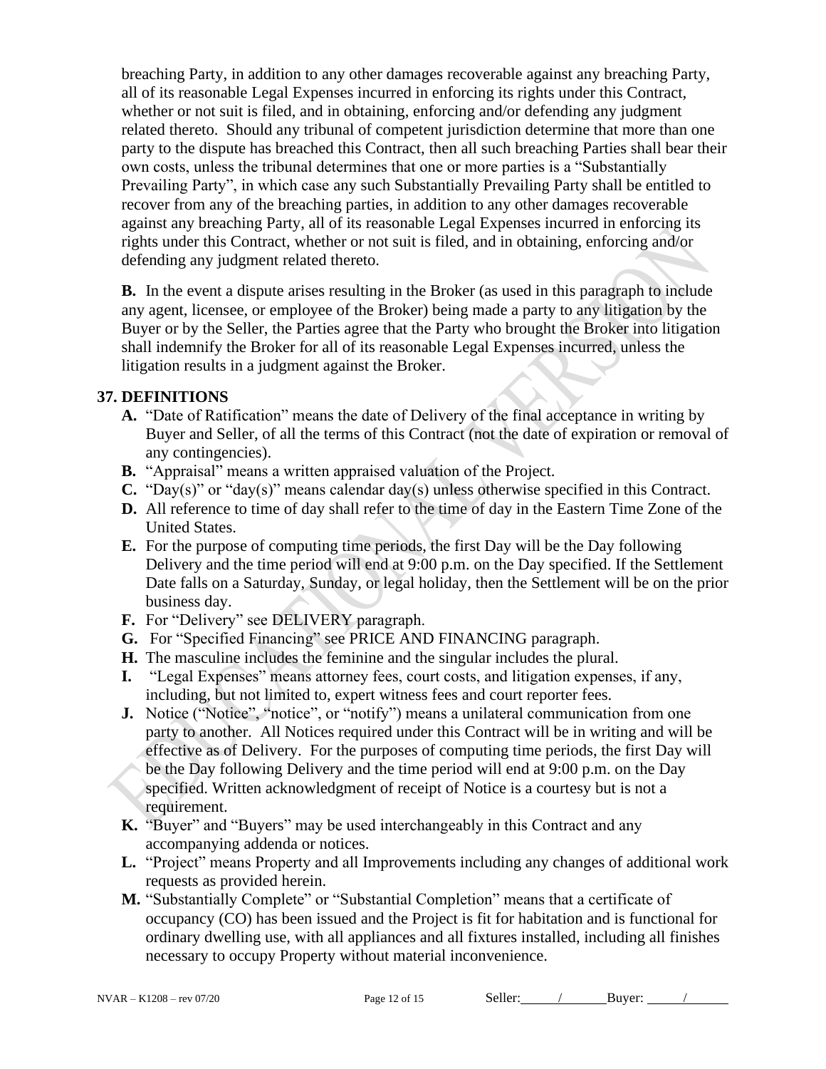breaching Party, in addition to any other damages recoverable against any breaching Party, all of its reasonable Legal Expenses incurred in enforcing its rights under this Contract, whether or not suit is filed, and in obtaining, enforcing and/or defending any judgment related thereto. Should any tribunal of competent jurisdiction determine that more than one party to the dispute has breached this Contract, then all such breaching Parties shall bear their own costs, unless the tribunal determines that one or more parties is a "Substantially Prevailing Party", in which case any such Substantially Prevailing Party shall be entitled to recover from any of the breaching parties, in addition to any other damages recoverable against any breaching Party, all of its reasonable Legal Expenses incurred in enforcing its rights under this Contract, whether or not suit is filed, and in obtaining, enforcing and/or defending any judgment related thereto.

**B.** In the event a dispute arises resulting in the Broker (as used in this paragraph to include any agent, licensee, or employee of the Broker) being made a party to any litigation by the Buyer or by the Seller, the Parties agree that the Party who brought the Broker into litigation shall indemnify the Broker for all of its reasonable Legal Expenses incurred, unless the litigation results in a judgment against the Broker.

**37. DEFINITIONS**

- **A.** "Date of Ratification" means the date of Delivery of the final acceptance in writing by Buyer and Seller, of all the terms of this Contract (not the date of expiration or removal of any contingencies).
- **B.** "Appraisal" means a written appraised valuation of the Project.
- **C.** "Day(s)" or "day(s)" means calendar day(s) unless otherwise specified in this Contract.
- **D.** All reference to time of day shall refer to the time of day in the Eastern Time Zone of the United States.
- **E.** For the purpose of computing time periods, the first Day will be the Day following Delivery and the time period will end at 9:00 p.m. on the Day specified. If the Settlement Date falls on a Saturday, Sunday, or legal holiday, then the Settlement will be on the prior business day.
- **F.** For "Delivery" see DELIVERY paragraph.
- **G.** For "Specified Financing" see PRICE AND FINANCING paragraph.
- **H.** The masculine includes the feminine and the singular includes the plural.
- **I.** "Legal Expenses" means attorney fees, court costs, and litigation expenses, if any, including, but not limited to, expert witness fees and court reporter fees.
- **J.** Notice ("Notice", "notice", or "notify") means a unilateral communication from one party to another. All Notices required under this Contract will be in writing and will be effective as of Delivery. For the purposes of computing time periods, the first Day will be the Day following Delivery and the time period will end at 9:00 p.m. on the Day specified. Written acknowledgment of receipt of Notice is a courtesy but is not a requirement.
- **K.** "Buyer" and "Buyers" may be used interchangeably in this Contract and any accompanying addenda or notices.
- **L.** "Project" means Property and all Improvements including any changes of additional work requests as provided herein.
- **M.** "Substantially Complete" or "Substantial Completion" means that a certificate of occupancy (CO) has been issued and the Project is fit for habitation and is functional for ordinary dwelling use, with all appliances and all fixtures installed, including all finishes necessary to occupy Property without material inconvenience.

NVAR – K1208 – rev 07/20 Seller: ____/____ Buyer: ____/____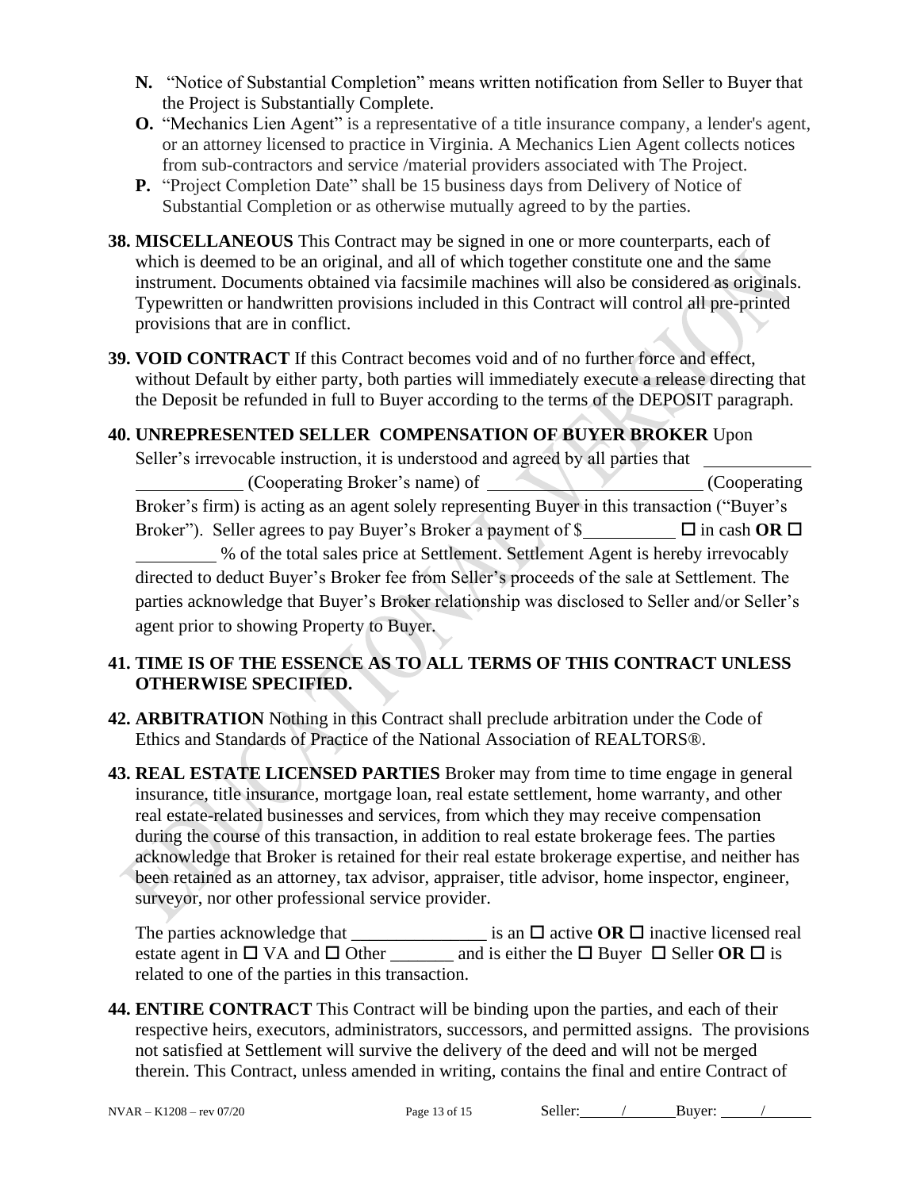**N.** "Notice of Substantial Completion" means written notification from Seller to Buyer that the Project is Substantially Complete.

**O.** "Mechanics Lien Agent" is a representative of a title insurance company, a lender's agent, or an attorney licensed to practice in Virginia. A Mechanics Lien Agent collects notices from sub-contractors and service /material providers associated with The Project.

**P.** "Project Completion Date" shall be 15 business days from Delivery of Notice of Substantial Completion or as otherwise mutually agreed to by the parties.

**38. MISCELLANEOUS** This Contract may be signed in one or more counterparts, each of which is deemed to be an original, and all of which together constitute one and the same instrument. Documents obtained via facsimile machines will also be considered as originals. Typewritten or handwritten provisions included in this Contract will control all pre-printed provisions that are in conflict.

**39. VOID CONTRACT** If this Contract becomes void and of no further force and effect, without Default by either party, both parties will immediately execute a release directing that the Deposit be refunded in full to Buyer according to the terms of the DEPOSIT paragraph.

**40. UNREPRESENTED SELLER COMPENSATION OF BUYER BROKER** Upon Seller's irrevocable instruction, it is understood and agreed by all parties that ____________ ____________ (Cooperating Broker's name) of ________________________ (Cooperating Broker's firm) is acting as an agent solely representing Buyer in this transaction ("Buyer's Broker"). Seller agrees to pay Buyer's Broker a payment of $__________ ☐ in cash **OR** ☐ _________ % of the total sales price at Settlement. Settlement Agent is hereby irrevocably directed to deduct Buyer's Broker fee from Seller's proceeds of the sale at Settlement. The parties acknowledge that Buyer's Broker relationship was disclosed to Seller and/or Seller's agent prior to showing Property to Buyer.

**41. TIME IS OF THE ESSENCE AS TO ALL TERMS OF THIS CONTRACT UNLESS OTHERWISE SPECIFIED.**

**42. ARBITRATION** Nothing in this Contract shall preclude arbitration under the Code of Ethics and Standards of Practice of the National Association of REALTORS®.

**43. REAL ESTATE LICENSED PARTIES** Broker may from time to time engage in general insurance, title insurance, mortgage loan, real estate settlement, home warranty, and other real estate-related businesses and services, from which they may receive compensation during the course of this transaction, in addition to real estate brokerage fees. The parties acknowledge that Broker is retained for their real estate brokerage expertise, and neither has been retained as an attorney, tax advisor, appraiser, title advisor, home inspector, engineer, surveyor, nor other professional service provider.

The parties acknowledge that _______________ is an ☐ active **OR** ☐ inactive licensed real estate agent in ☐ VA and ☐ Other _______ and is either the ☐ Buyer ☐ Seller **OR** ☐ is related to one of the parties in this transaction.

**44. ENTIRE CONTRACT** This Contract will be binding upon the parties, and each of their respective heirs, executors, administrators, successors, and permitted assigns. The provisions not satisfied at Settlement will survive the delivery of the deed and will not be merged therein. This Contract, unless amended in writing, contains the final and entire Contract of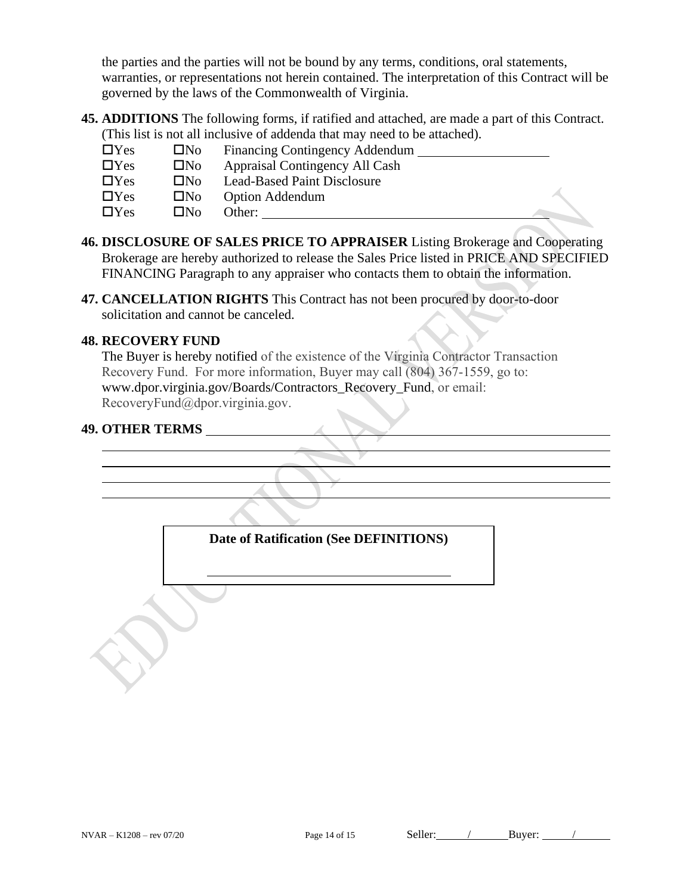the parties and the parties will not be bound by any terms, conditions, oral statements, warranties, or representations not herein contained. The interpretation of this Contract will be governed by the laws of the Commonwealth of Virginia.

**45. ADDITIONS** The following forms, if ratified and attached, are made a part of this Contract. (This list is not all inclusive of addenda that may need to be attached).

- ☐Yes ☐No Financing Contingency Addendum ____________________
- ☐Yes ☐No Appraisal Contingency All Cash
- ☐Yes ☐No Lead-Based Paint Disclosure
- ☐Yes ☐No Option Addendum
- ☐Yes ☐No Other: ____________________________________________

**46. DISCLOSURE OF SALES PRICE TO APPRAISER** Listing Brokerage and Cooperating Brokerage are hereby authorized to release the Sales Price listed in PRICE AND SPECIFIED FINANCING Paragraph to any appraiser who contacts them to obtain the information.

**47. CANCELLATION RIGHTS** This Contract has not been procured by door-to-door solicitation and cannot be canceled.

**48. RECOVERY FUND**

The Buyer is hereby notified of the existence of the Virginia Contractor Transaction Recovery Fund. For more information, Buyer may call (804) 367-1559, go to: www.dpor.virginia.gov/Boards/Contractors_Recovery_Fund, or email: RecoveryFund@dpor.virginia.gov.

**49. OTHER TERMS** ____________________________________________________________

______________________________________________________________________

______________________________________________________________________

______________________________________________________________________

______________________________________________________________________

**Date of Ratification (See DEFINITIONS)**

____________________________________

Seller: _____ / _____ Buyer: _____ / _____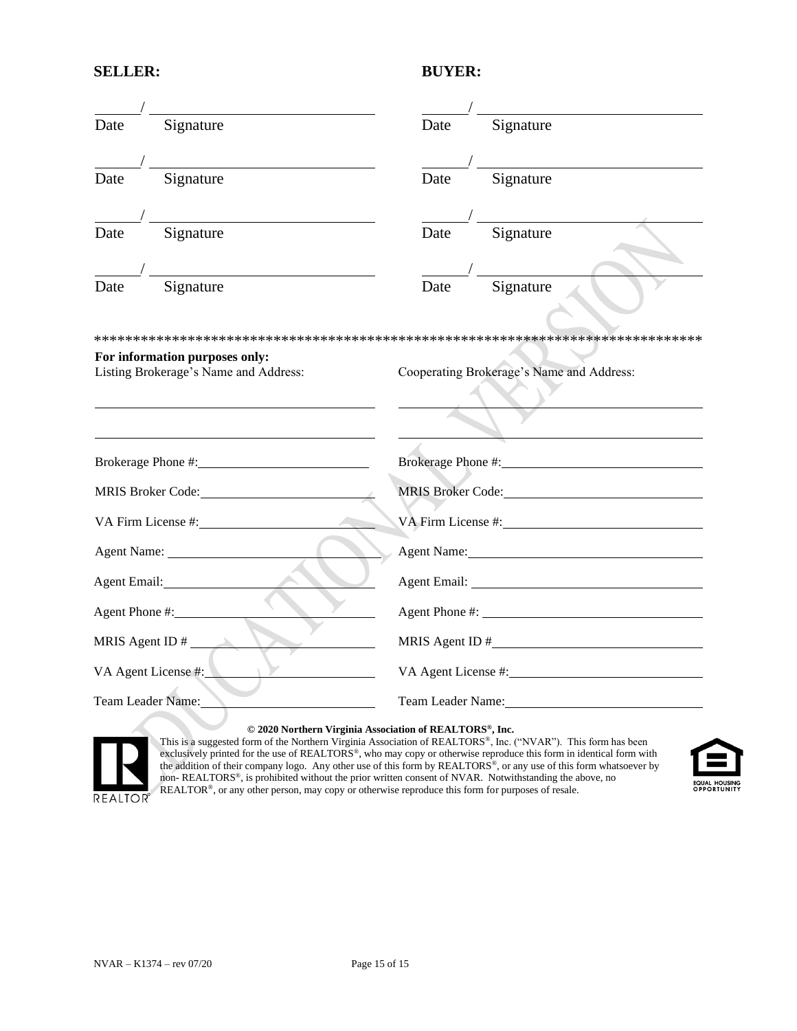**SELLER:** | **BUYER:**

| | |
|---|---|
| ______/ ______________________ | ______/ ______________________ |
| Date Signature | Date Signature |
| ______/ ______________________ | ______/ ______________________ |
| Date Signature | Date Signature |
| ______/ ______________________ | ______/ ______________________ |
| Date Signature | Date Signature |
| ______/ ______________________ | ______/ ______________________ |
| Date Signature | Date Signature |

**********************************************************************************

**For information purposes only:**

| Listing Brokerage's Name and Address: | Cooperating Brokerage's Name and Address: |
|---|---|
| ______________________ | ______________________ |
| ______________________ | ______________________ |
| Brokerage Phone #: ______________ | Brokerage Phone #: ______________ |
| MRIS Broker Code: ______________ | MRIS Broker Code: ______________ |
| VA Firm License #: ______________ | VA Firm License #: ______________ |
| Agent Name: ______________ | Agent Name: ______________ |
| Agent Email: ______________ | Agent Email: ______________ |
| Agent Phone #: ______________ | Agent Phone #: ______________ |
| MRIS Agent ID # ______________ | MRIS Agent ID # ______________ |
| VA Agent License #: ______________ | VA Agent License #: ______________ |
| Team Leader Name: ______________ | Team Leader Name: ______________ |

**© 2020 Northern Virginia Association of REALTORS®, Inc.**

This is a suggested form of the Northern Virginia Association of REALTORS®, Inc. ("NVAR"). This form has been exclusively printed for the use of REALTORS®, who may copy or otherwise reproduce this form in identical form with the addition of their company logo. Any other use of this form by REALTORS®, or any use of this form whatsoever by non- REALTORS®, is prohibited without the prior written consent of NVAR. Notwithstanding the above, no REALTOR®, or any other person, may copy or otherwise reproduce this form for purposes of resale.

NVAR – K1374 – rev 07/20